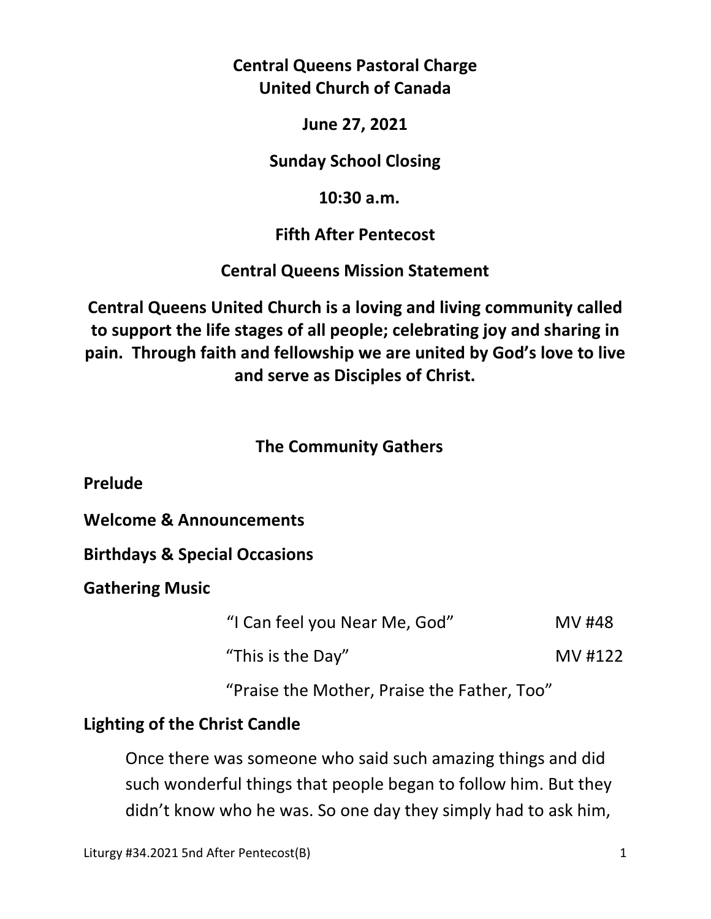**Central Queens Pastoral Charge**
**United Church of Canada**

**June 27, 2021**

**Sunday School Closing**

**10:30 a.m.**

**Fifth After Pentecost**

**Central Queens Mission Statement**

**Central Queens United Church is a loving and living community called to support the life stages of all people; celebrating joy and sharing in pain. Through faith and fellowship we are united by God's love to live and serve as Disciples of Christ.**

## The Community Gathers

**Prelude**

**Welcome & Announcements**

**Birthdays & Special Occasions**

**Gathering Music**

"I Can feel you Near Me, God" MV #48

"This is the Day" MV #122

"Praise the Mother, Praise the Father, Too"

**Lighting of the Christ Candle**

Once there was someone who said such amazing things and did such wonderful things that people began to follow him. But they didn't know who he was. So one day they simply had to ask him,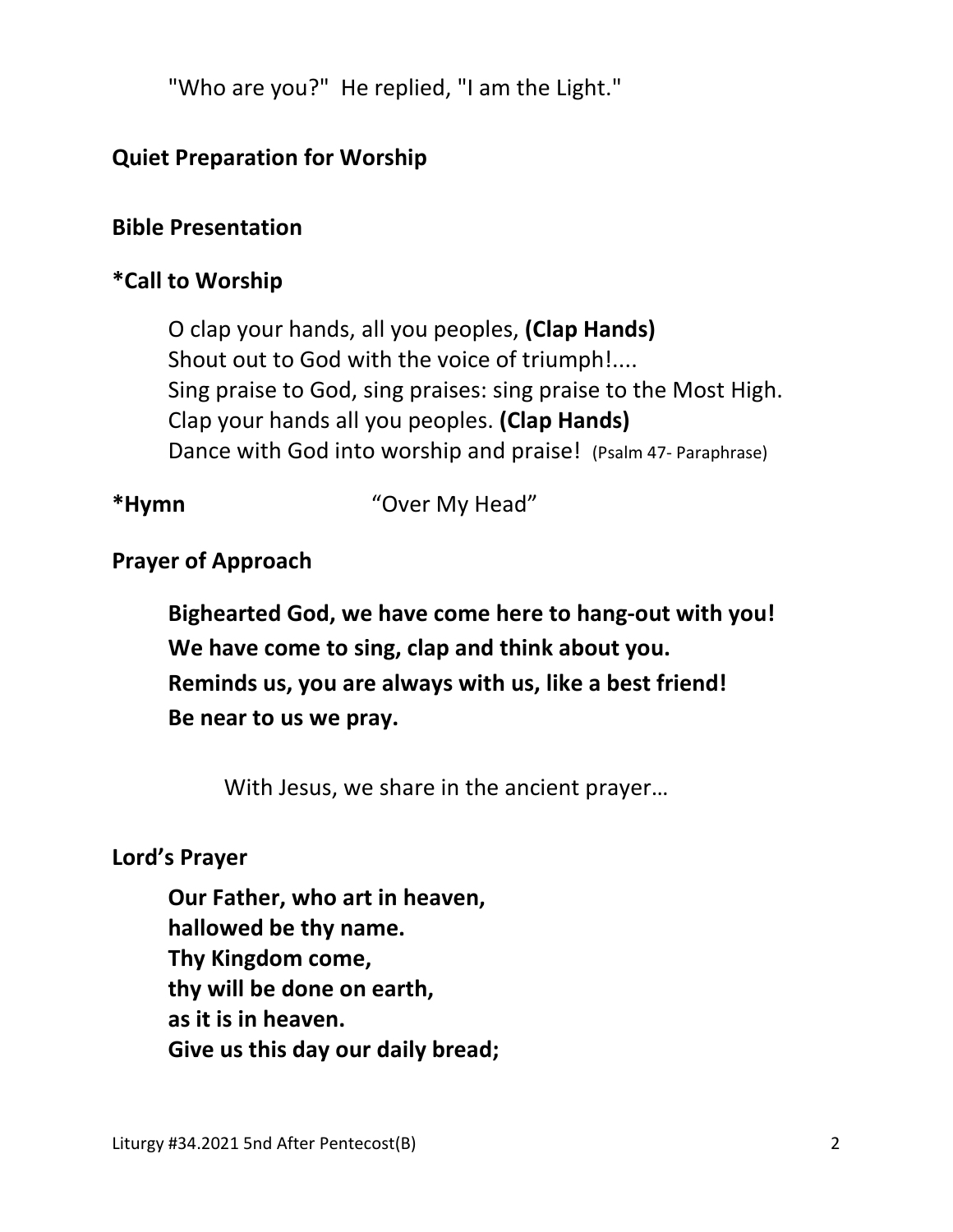"Who are you?"  He replied, "I am the Light."

**Quiet Preparation for Worship**

**Bible Presentation**

**\*Call to Worship**

O clap your hands, all you peoples, **(Clap Hands)**
Shout out to God with the voice of triumph!....
Sing praise to God, sing praises: sing praise to the Most High.
Clap your hands all you peoples. **(Clap Hands)**
Dance with God into worship and praise!  (Psalm 47- Paraphrase)

**\*Hymn** "Over My Head"

**Prayer of Approach**

**Bighearted God, we have come here to hang-out with you!**
**We have come to sing, clap and think about you.**
**Reminds us, you are always with us, like a best friend!**
**Be near to us we pray.**

With Jesus, we share in the ancient prayer…

**Lord's Prayer**

**Our Father, who art in heaven,**
**hallowed be thy name.**
**Thy Kingdom come,**
**thy will be done on earth,**
**as it is in heaven.**
**Give us this day our daily bread;**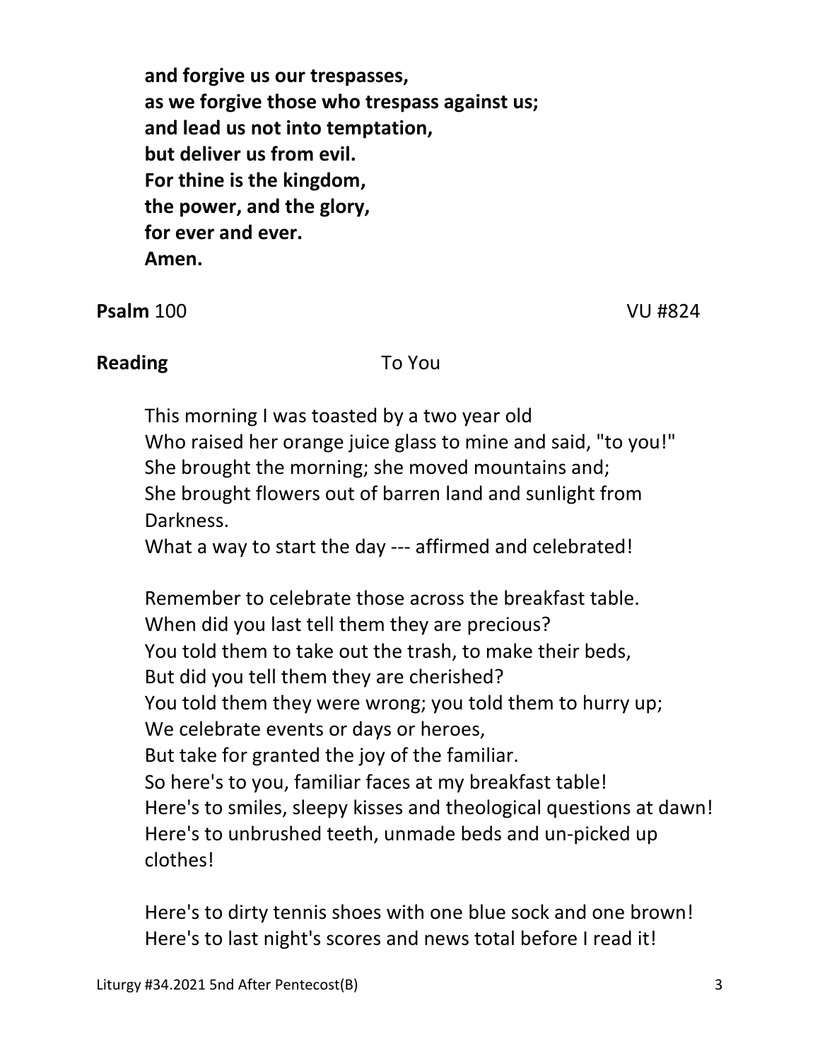**and forgive us our trespasses,**
**as we forgive those who trespass against us;**
**and lead us not into temptation,**
**but deliver us from evil.**
**For thine is the kingdom,**
**the power, and the glory,**
**for ever and ever.**
**Amen.**

**Psalm** 100 VU #824

**Reading** To You

This morning I was toasted by a two year old
Who raised her orange juice glass to mine and said, "to you!"
She brought the morning; she moved mountains and;
She brought flowers out of barren land and sunlight from Darkness.
What a way to start the day --- affirmed and celebrated!

Remember to celebrate those across the breakfast table.
When did you last tell them they are precious?
You told them to take out the trash, to make their beds,
But did you tell them they are cherished?
You told them they were wrong; you told them to hurry up;
We celebrate events or days or heroes,
But take for granted the joy of the familiar.
So here's to you, familiar faces at my breakfast table!
Here's to smiles, sleepy kisses and theological questions at dawn!
Here's to unbrushed teeth, unmade beds and un-picked up clothes!

Here's to dirty tennis shoes with one blue sock and one brown!
Here's to last night's scores and news total before I read it!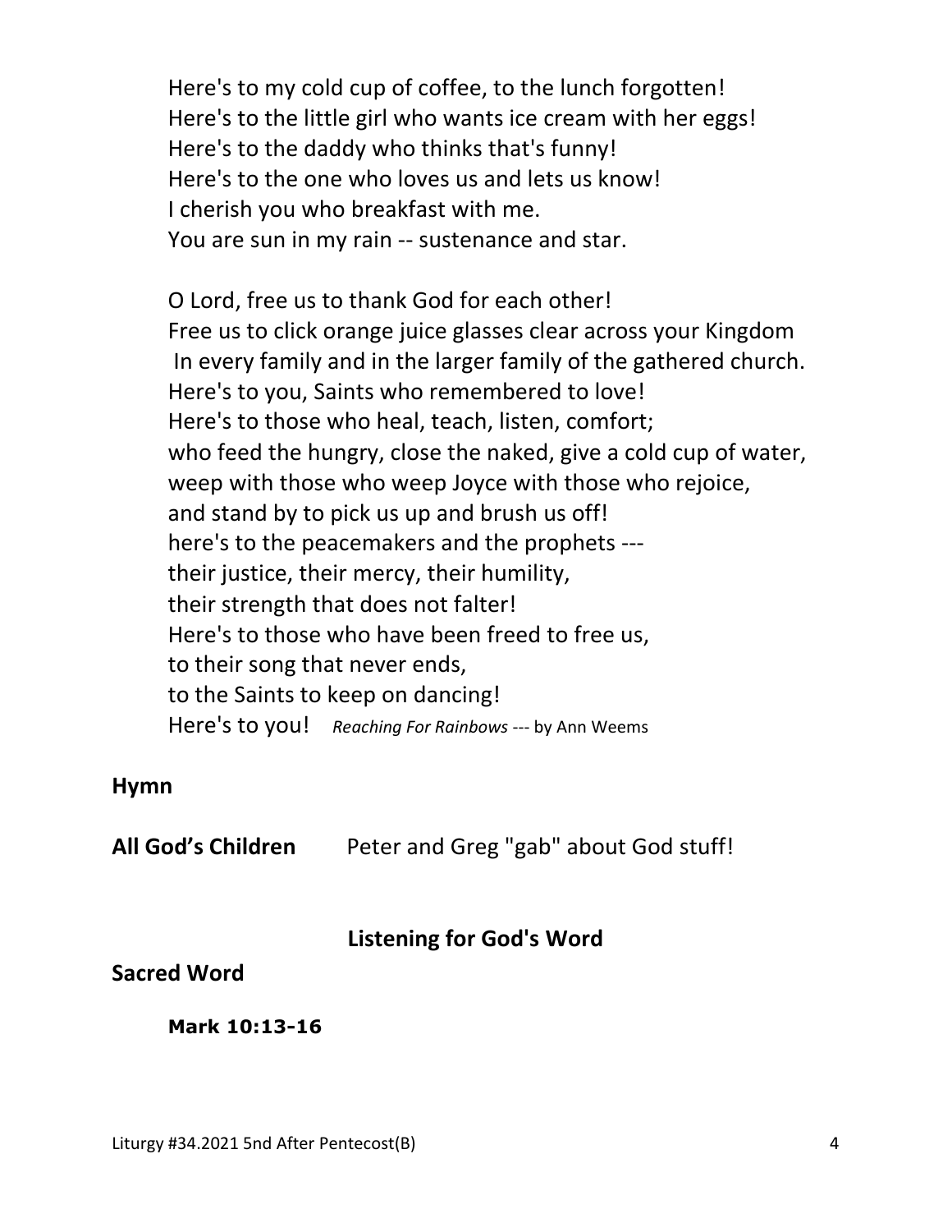Here's to my cold cup of coffee, to the lunch forgotten!
Here's to the little girl who wants ice cream with her eggs!
Here's to the daddy who thinks that's funny!
Here's to the one who loves us and lets us know!
I cherish you who breakfast with me.
You are sun in my rain -- sustenance and star.

O Lord, free us to thank God for each other!
Free us to click orange juice glasses clear across your Kingdom
In every family and in the larger family of the gathered church.
Here's to you, Saints who remembered to love!
Here's to those who heal, teach, listen, comfort;
who feed the hungry, close the naked, give a cold cup of water,
weep with those who weep Joyce with those who rejoice,
and stand by to pick us up and brush us off!
here's to the peacemakers and the prophets ---
their justice, their mercy, their humility,
their strength that does not falter!
Here's to those who have been freed to free us,
to their song that never ends,
to the Saints to keep on dancing!
Here's to you! *Reaching For Rainbows* --- by Ann Weems

**Hymn**

**All God's Children** Peter and Greg "gab" about God stuff!

## Listening for God's Word

**Sacred Word**

**Mark 10:13-16**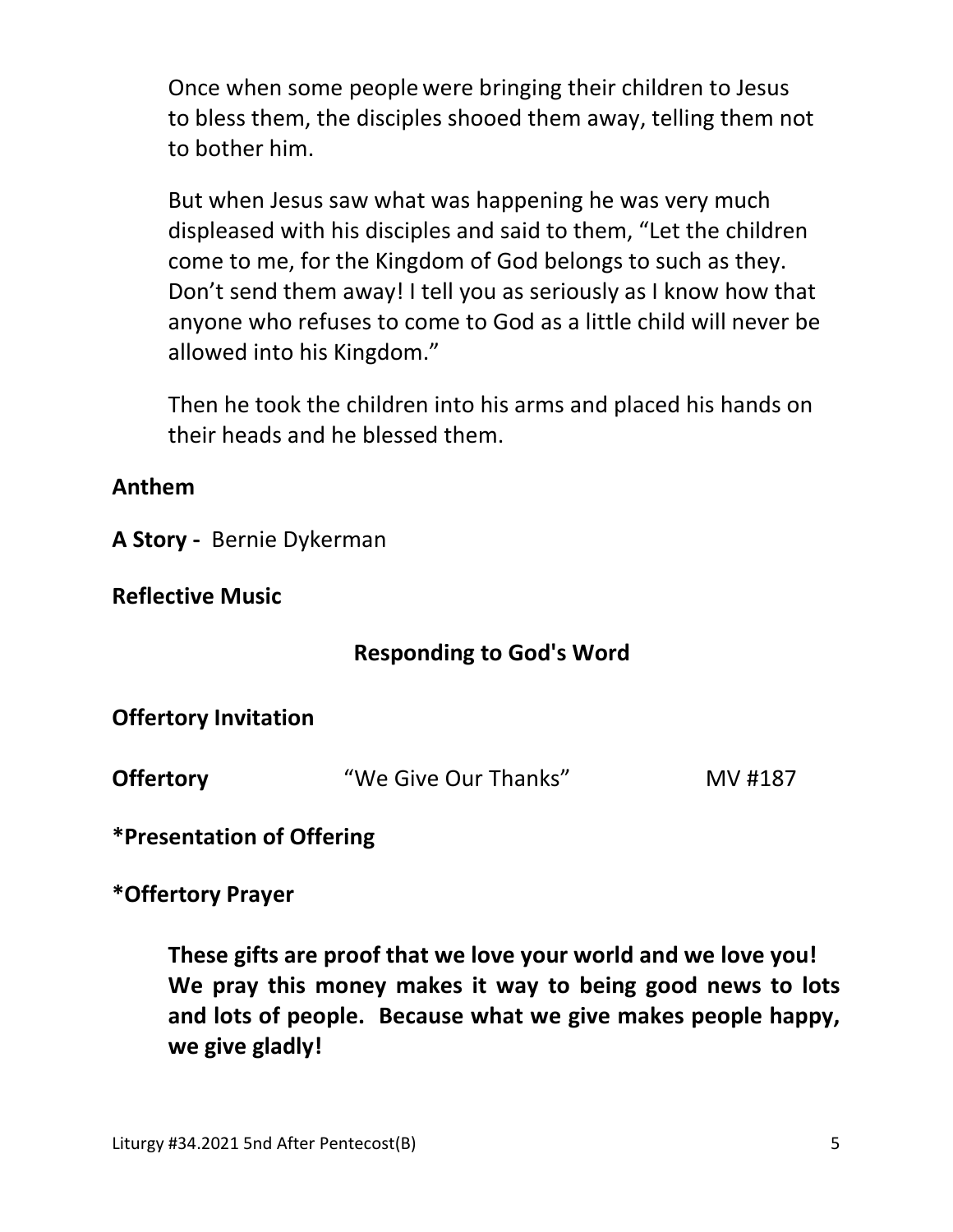Once when some people were bringing their children to Jesus to bless them, the disciples shooed them away, telling them not to bother him.

But when Jesus saw what was happening he was very much displeased with his disciples and said to them, "Let the children come to me, for the Kingdom of God belongs to such as they. Don't send them away! I tell you as seriously as I know how that anyone who refuses to come to God as a little child will never be allowed into his Kingdom."

Then he took the children into his arms and placed his hands on their heads and he blessed them.

**Anthem**

**A Story -** Bernie Dykerman

**Reflective Music**

## Responding to God's Word

**Offertory Invitation**

**Offertory** "We Give Our Thanks" MV #187

***Presentation of Offering**

***Offertory Prayer**

**These gifts are proof that we love your world and we love you! We pray this money makes it way to being good news to lots and lots of people. Because what we give makes people happy, we give gladly!**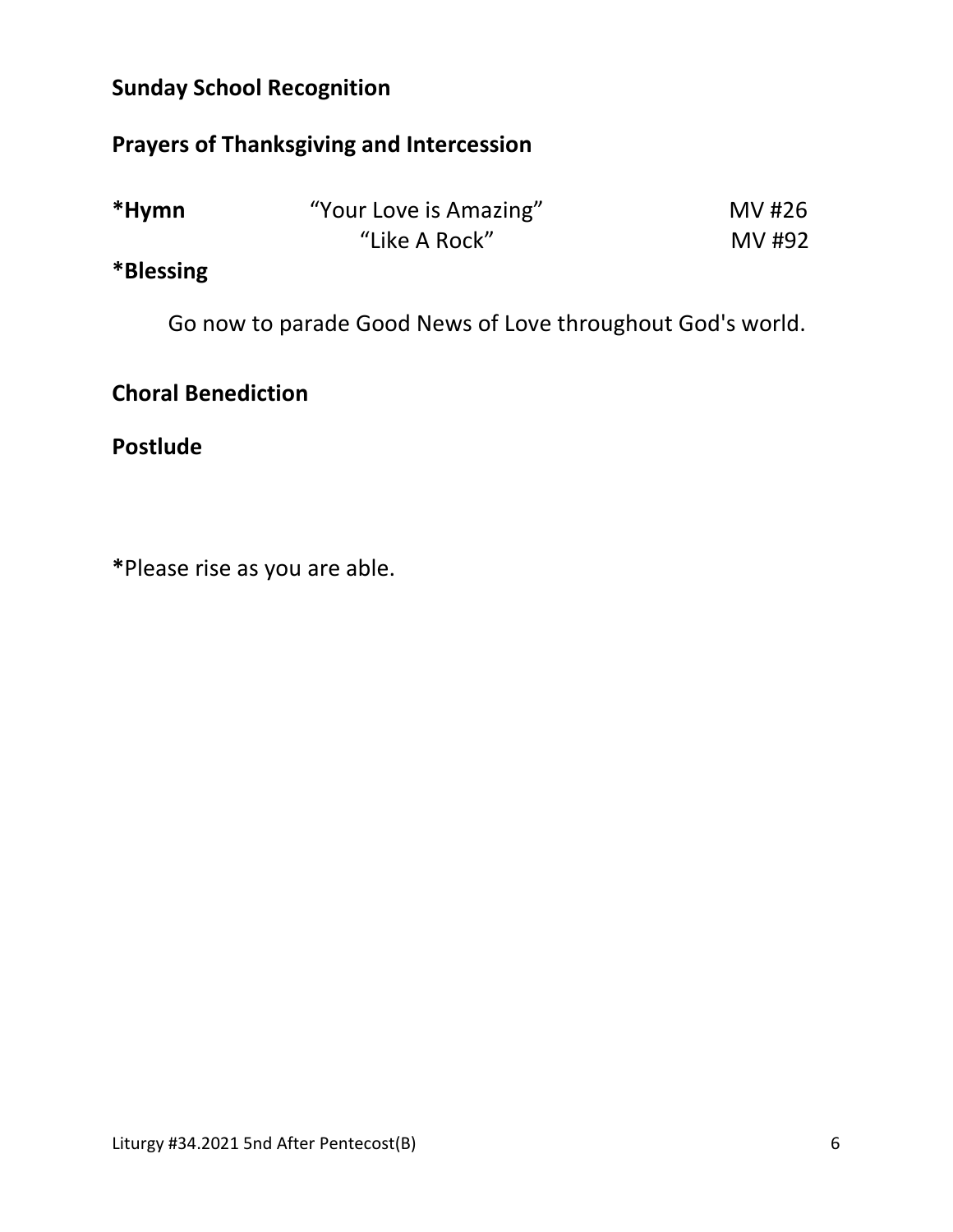**Sunday School Recognition**

**Prayers of Thanksgiving and Intercession**

| | | |
|---|---|---|
| ***Hymn** | "Your Love is Amazing" | MV #26 |
| | "Like A Rock" | MV #92 |

***Blessing**

Go now to parade Good News of Love throughout God's world.

**Choral Benediction**

**Postlude**

*Please rise as you are able.